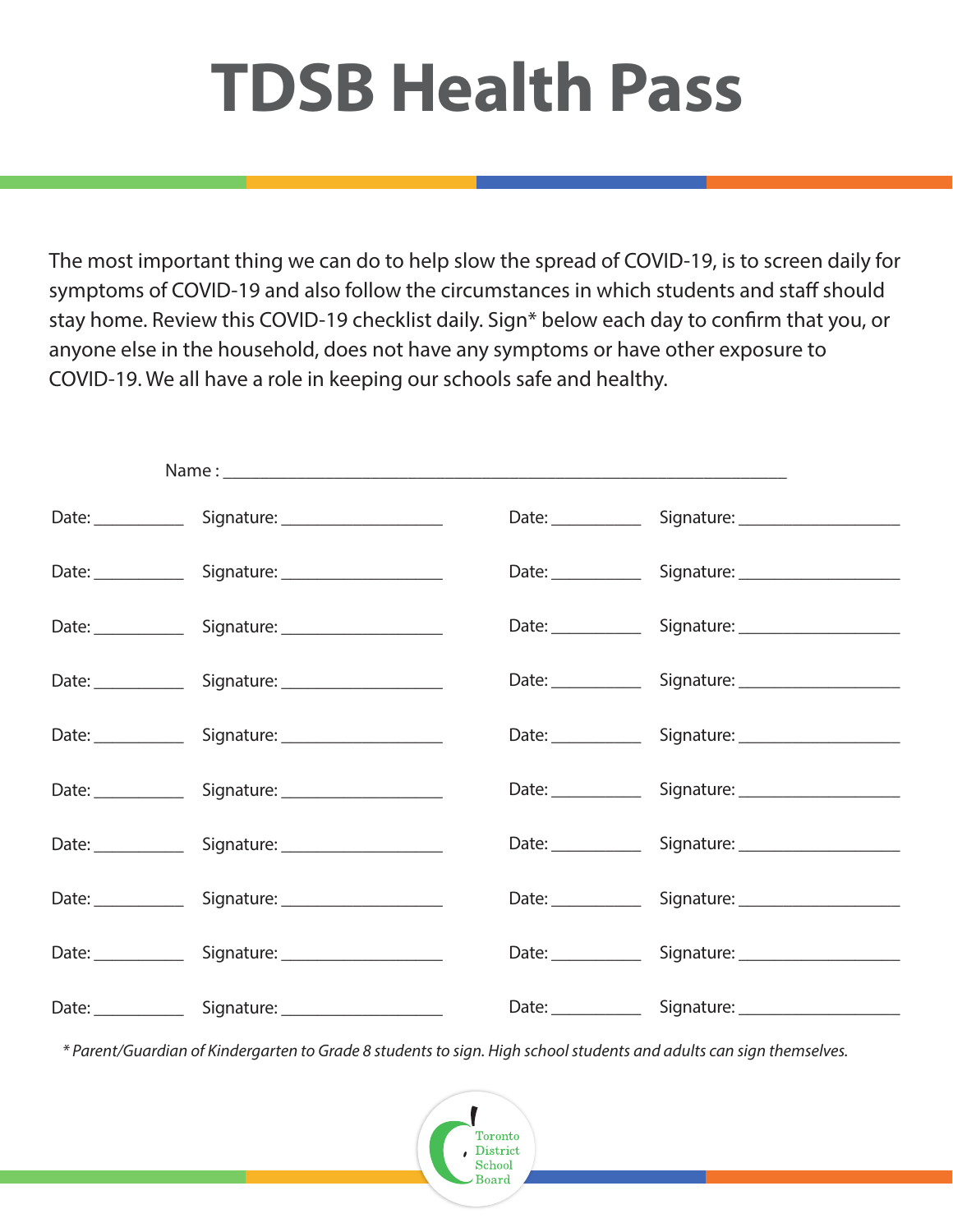# TDSB Health Pass

The most important thing we can do to help slow the spread of COVID-19, is to screen daily for symptoms of COVID-19 and also follow the circumstances in which students and staff should stay home. Review this COVID-19 checklist daily. Sign* below each day to confirm that you, or anyone else in the household, does not have any symptoms or have other exposure to COVID-19. We all have a role in keeping our schools safe and healthy.

Name : ___________________________________________________________

| | | | |
|---|---|---|---|
| Date: __________ | Signature: __________________ | Date: __________ | Signature: __________________ |
| Date: __________ | Signature: __________________ | Date: __________ | Signature: __________________ |
| Date: __________ | Signature: __________________ | Date: __________ | Signature: __________________ |
| Date: __________ | Signature: __________________ | Date: __________ | Signature: __________________ |
| Date: __________ | Signature: __________________ | Date: __________ | Signature: __________________ |
| Date: __________ | Signature: __________________ | Date: __________ | Signature: __________________ |
| Date: __________ | Signature: __________________ | Date: __________ | Signature: __________________ |
| Date: __________ | Signature: __________________ | Date: __________ | Signature: __________________ |
| Date: __________ | Signature: __________________ | Date: __________ | Signature: __________________ |
| Date: __________ | Signature: __________________ | Date: __________ | Signature: __________________ |

*\* Parent/Guardian of Kindergarten to Grade 8 students to sign. High school students and adults can sign themselves.*

Toronto District School Board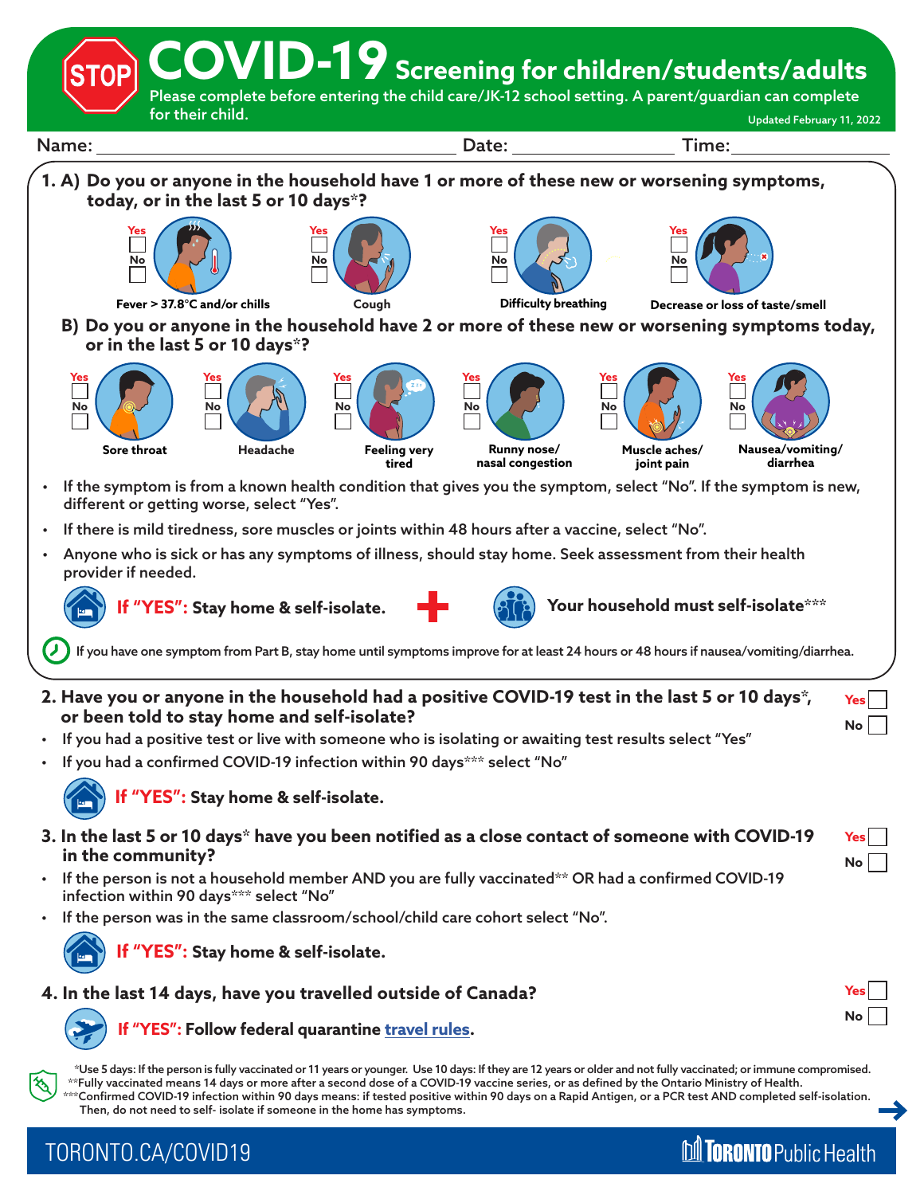# COVID-19 Screening for children/students/adults

Please complete before entering the child care/JK-12 school setting. A parent/guardian can complete for their child.

Updated February 11, 2022

Name: ______________________ Date: ______________ Time: ______________

**1. A) Do you or anyone in the household have 1 or more of these new or worsening symptoms, today, or in the last 5 or 10 days*?**

- Yes ☐ No ☐ Fever > 37.8°C and/or chills
- Yes ☐ No ☐ Cough
- Yes ☐ No ☐ Difficulty breathing
- Yes ☐ No ☐ Decrease or loss of taste/smell

**B) Do you or anyone in the household have 2 or more of these new or worsening symptoms today, or in the last 5 or 10 days*?**

- Yes ☐ No ☐ Sore throat
- Yes ☐ No ☐ Headache
- Yes ☐ No ☐ Feeling very tired
- Yes ☐ No ☐ Runny nose/ nasal congestion
- Yes ☐ No ☐ Muscle aches/ joint pain
- Yes ☐ No ☐ Nausea/vomiting/ diarrhea

- If the symptom is from a known health condition that gives you the symptom, select "No". If the symptom is new, different or getting worse, select "Yes".
- If there is mild tiredness, sore muscles or joints within 48 hours after a vaccine, select "No".
- Anyone who is sick or has any symptoms of illness, should stay home. Seek assessment from their health provider if needed.

**If "YES": Stay home & self-isolate.** + **Your household must self-isolate*****

If you have one symptom from Part B, stay home until symptoms improve for at least 24 hours or 48 hours if nausea/vomiting/diarrhea.

**2. Have you or anyone in the household had a positive COVID-19 test in the last 5 or 10 days*, or been told to stay home and self-isolate?** Yes ☐ No ☐

- If you had a positive test or live with someone who is isolating or awaiting test results select "Yes"
- If you had a confirmed COVID-19 infection within 90 days*** select "No"

**If "YES": Stay home & self-isolate.**

**3. In the last 5 or 10 days* have you been notified as a close contact of someone with COVID-19 in the community?** Yes ☐ No ☐

- If the person is not a household member AND you are fully vaccinated** OR had a confirmed COVID-19 infection within 90 days*** select "No"
- If the person was in the same classroom/school/child care cohort select "No".

**If "YES": Stay home & self-isolate.**

**4. In the last 14 days, have you travelled outside of Canada?** Yes ☐ No ☐

**If "YES": Follow federal quarantine travel rules.**

*Use 5 days: If the person is fully vaccinated or 11 years or younger. Use 10 days: If they are 12 years or older and not fully vaccinated; or immune compromised.
**Fully vaccinated means 14 days or more after a second dose of a COVID-19 vaccine series, or as defined by the Ontario Ministry of Health.
***Confirmed COVID-19 infection within 90 days means: if tested positive within 90 days on a Rapid Antigen, or a PCR test AND completed self-isolation. Then, do not need to self- isolate if someone in the home has symptoms.

TORONTO.CA/COVID19 — Toronto Public Health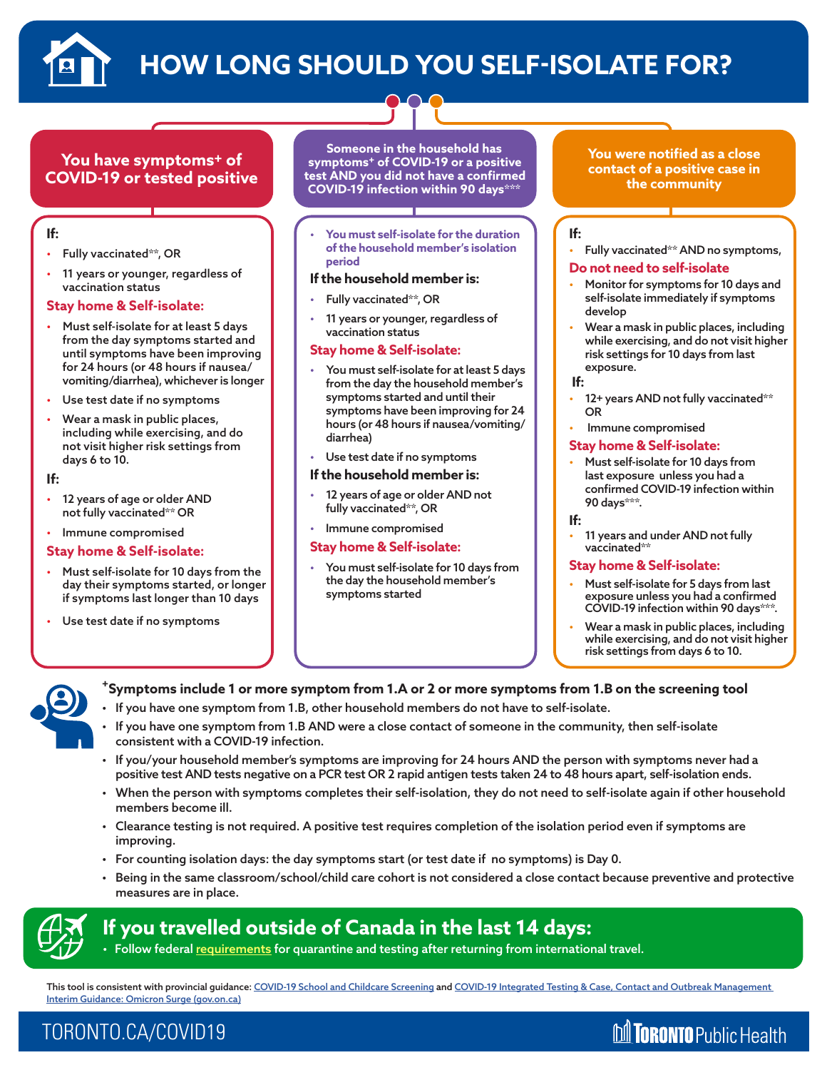# HOW LONG SHOULD YOU SELF-ISOLATE FOR?

## You have symptoms+ of COVID-19 or tested positive

**If:**

- Fully vaccinated**, OR
- 11 years or younger, regardless of vaccination status

**Stay home & Self-isolate:**

- Must self-isolate for at least 5 days from the day symptoms started and until symptoms have been improving for 24 hours (or 48 hours if nausea/vomiting/diarrhea), whichever is longer
- Use test date if no symptoms
- Wear a mask in public places, including while exercising, and do not visit higher risk settings from days 6 to 10.

**If:**

- 12 years of age or older AND not fully vaccinated** OR
- Immune compromised

**Stay home & Self-isolate:**

- Must self-isolate for 10 days from the day their symptoms started, or longer if symptoms last longer than 10 days
- Use test date if no symptoms

## Someone in the household has symptoms+ of COVID-19 or a positive test AND you did not have a confirmed COVID-19 infection within 90 days***

- **You must self-isolate for the duration of the household member's isolation period**

**If the household member is:**

- Fully vaccinated**, OR
- 11 years or younger, regardless of vaccination status

**Stay home & Self-isolate:**

- You must self-isolate for at least 5 days from the day the household member's symptoms started and until their symptoms have been improving for 24 hours (or 48 hours if nausea/vomiting/diarrhea)
- Use test date if no symptoms

**If the household member is:**

- 12 years of age or older AND not fully vaccinated**, OR
- Immune compromised

**Stay home & Self-isolate:**

- You must self-isolate for 10 days from the day the household member's symptoms started

## You were notified as a close contact of a positive case in the community

**If:**

- Fully vaccinated** AND no symptoms,

**Do not need to self-isolate**

- Monitor for symptoms for 10 days and self-isolate immediately if symptoms develop
- Wear a mask in public places, including while exercising, and do not visit higher risk settings for 10 days from last exposure.

**If:**

- 12+ years AND not fully vaccinated** OR
- Immune compromised

**Stay home & Self-isolate:**

- Must self-isolate for 10 days from last exposure unless you had a confirmed COVID-19 infection within 90 days***.

**If:**

- 11 years and under AND not fully vaccinated**

**Stay home & Self-isolate:**

- Must self-isolate for 5 days from last exposure unless you had a confirmed COVID-19 infection within 90 days***.
- Wear a mask in public places, including while exercising, and do not visit higher risk settings from days 6 to 10.

**+Symptoms include 1 or more symptom from 1.A or 2 or more symptoms from 1.B on the screening tool**

- If you have one symptom from 1.B, other household members do not have to self-isolate.
- If you have one symptom from 1.B AND were a close contact of someone in the community, then self-isolate consistent with a COVID-19 infection.
- If you/your household member's symptoms are improving for 24 hours AND the person with symptoms never had a positive test AND tests negative on a PCR test OR 2 rapid antigen tests taken 24 to 48 hours apart, self-isolation ends.
- When the person with symptoms completes their self-isolation, they do not need to self-isolate again if other household members become ill.
- Clearance testing is not required. A positive test requires completion of the isolation period even if symptoms are improving.
- For counting isolation days: the day symptoms start (or test date if no symptoms) is Day 0.
- Being in the same classroom/school/child care cohort is not considered a close contact because preventive and protective measures are in place.

## If you travelled outside of Canada in the last 14 days:

- Follow federal requirements for quarantine and testing after returning from international travel.

This tool is consistent with provincial guidance: COVID-19 School and Childcare Screening and COVID-19 Integrated Testing & Case, Contact and Outbreak Management Interim Guidance: Omicron Surge (gov.on.ca)

TORONTO.CA/COVID19

Toronto Public Health